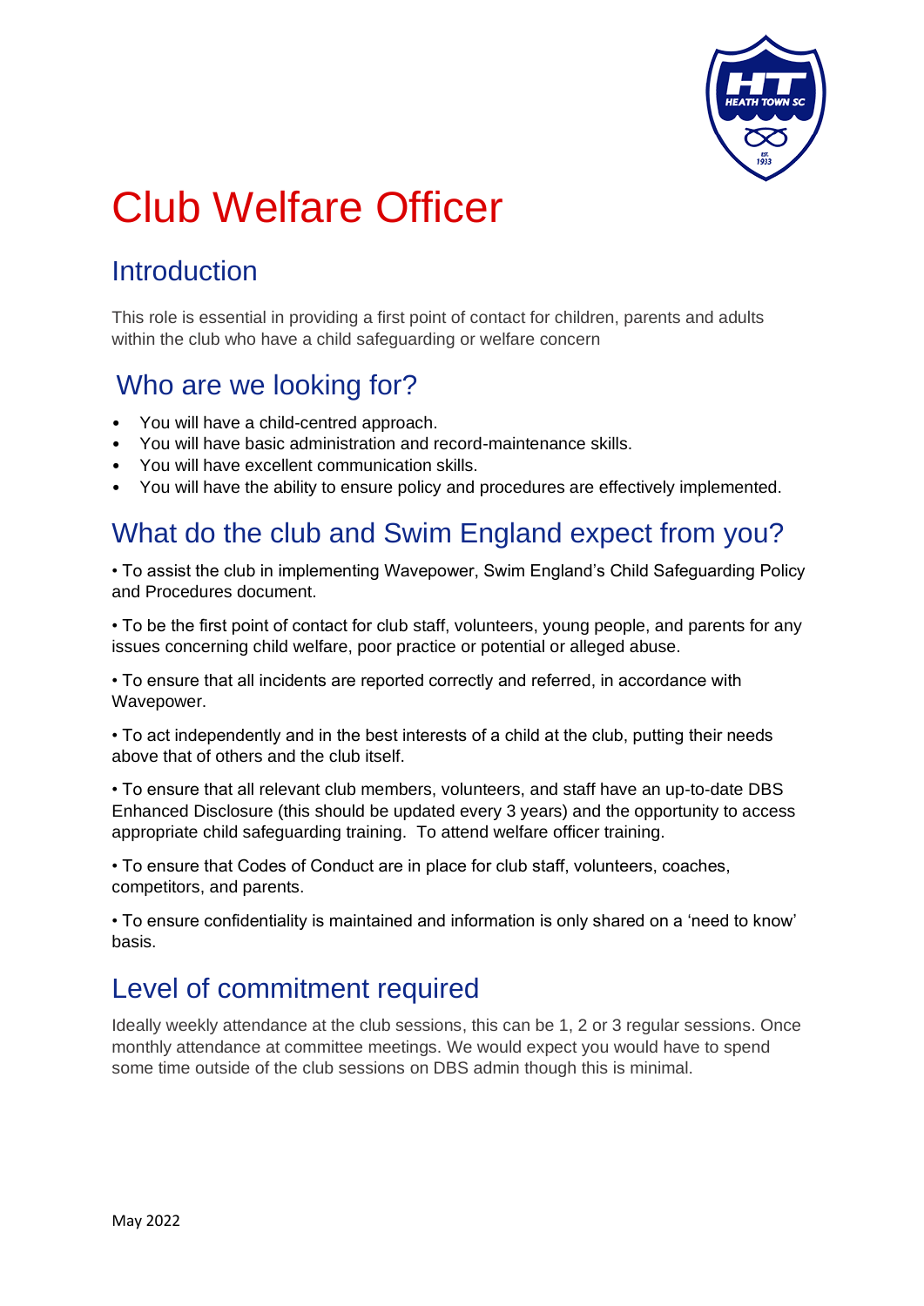# Club Welfare Officer

## Introduction

This role is essential in providing a first point of contact for children, parents and adults within the club who have a child safeguarding or welfare concern

## Who are we looking for?

- You will have a child-centred approach.
- You will have basic administration and record-maintenance skills.
- You will have excellent communication skills.
- You will have the ability to ensure policy and procedures are effectively implemented.

## What do the club and Swim England expect from you?

• To assist the club in implementing Wavepower, Swim England's Child Safeguarding Policy and Procedures document.

• To be the first point of contact for club staff, volunteers, young people, and parents for any issues concerning child welfare, poor practice or potential or alleged abuse.

• To ensure that all incidents are reported correctly and referred, in accordance with Wavepower.

• To act independently and in the best interests of a child at the club, putting their needs above that of others and the club itself.

• To ensure that all relevant club members, volunteers, and staff have an up-to-date DBS Enhanced Disclosure (this should be updated every 3 years) and the opportunity to access appropriate child safeguarding training. To attend welfare officer training.

• To ensure that Codes of Conduct are in place for club staff, volunteers, coaches, competitors, and parents.

• To ensure confidentiality is maintained and information is only shared on a 'need to know' basis.

## Level of commitment required

Ideally weekly attendance at the club sessions, this can be 1, 2 or 3 regular sessions. Once monthly attendance at committee meetings. We would expect you would have to spend some time outside of the club sessions on DBS admin though this is minimal.

May 2022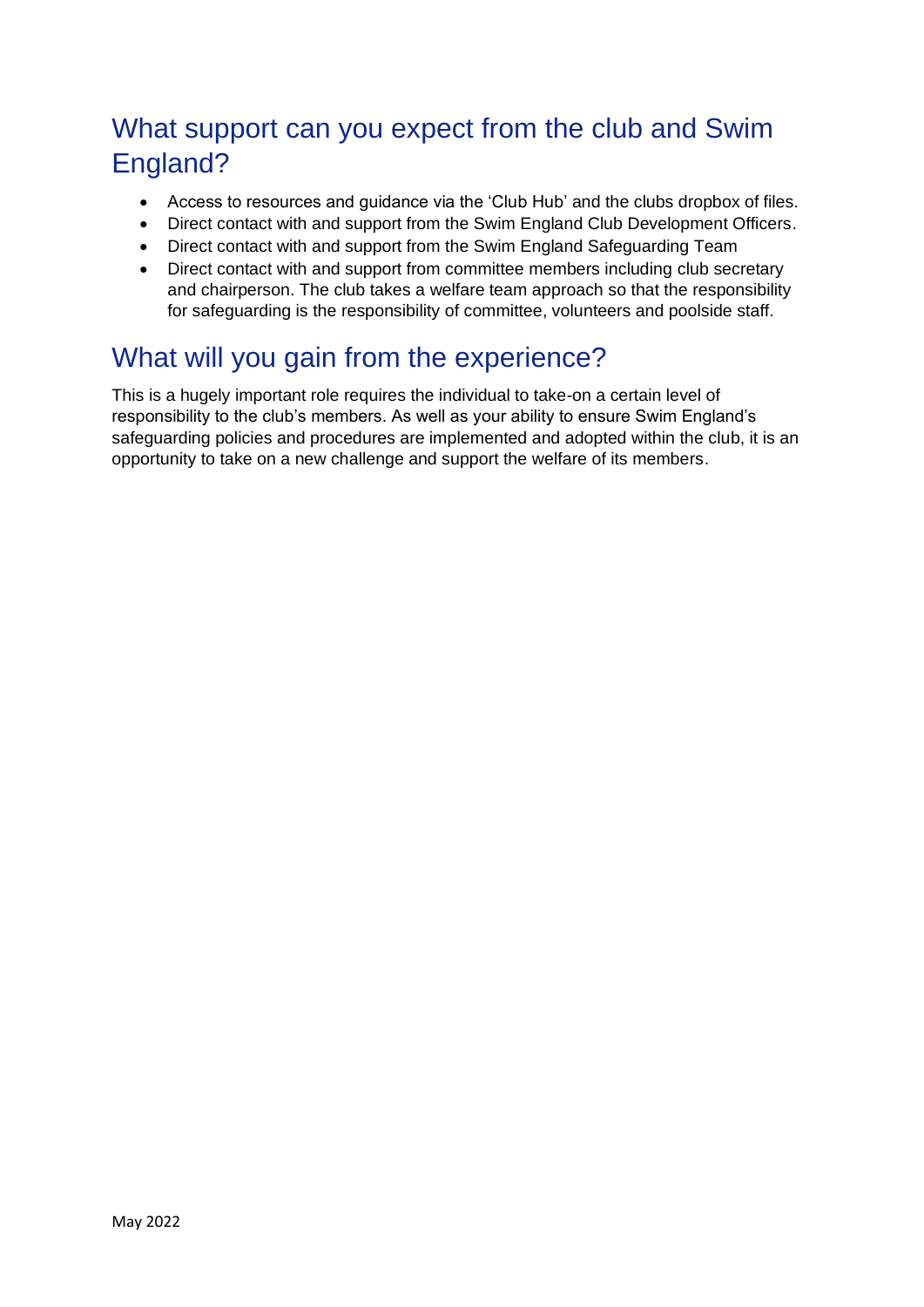## What support can you expect from the club and Swim England?

- Access to resources and guidance via the 'Club Hub' and the clubs dropbox of files.
- Direct contact with and support from the Swim England Club Development Officers.
- Direct contact with and support from the Swim England Safeguarding Team
- Direct contact with and support from committee members including club secretary and chairperson. The club takes a welfare team approach so that the responsibility for safeguarding is the responsibility of committee, volunteers and poolside staff.

## What will you gain from the experience?

This is a hugely important role requires the individual to take-on a certain level of responsibility to the club's members. As well as your ability to ensure Swim England's safeguarding policies and procedures are implemented and adopted within the club, it is an opportunity to take on a new challenge and support the welfare of its members.

May 2022